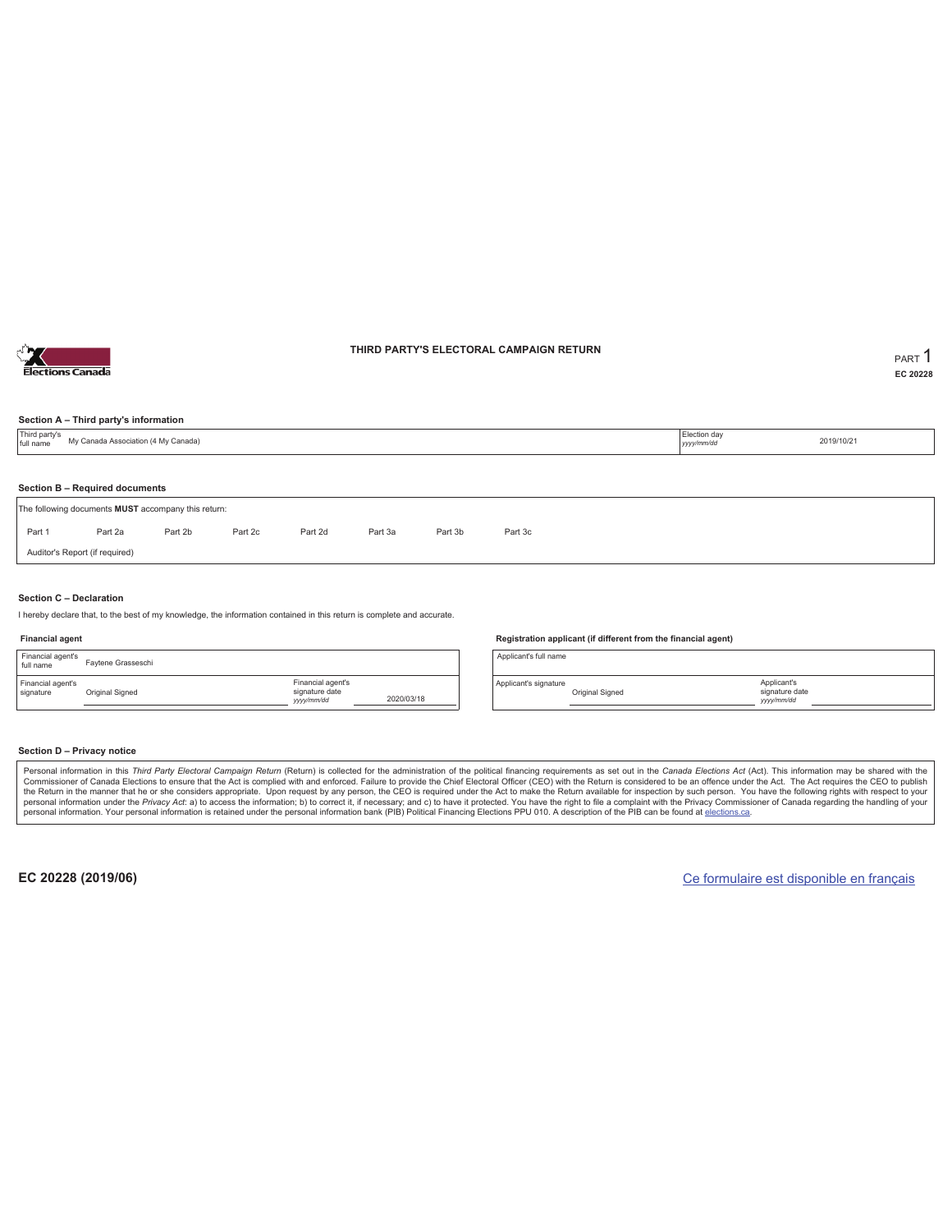# THIRD PARTY'S ELECTORAL CAMPAIGN RETURN

PART 1

EC 20228

### Section A – Third party's information

| Third party's full name | My Canada Association (4 My Canada) | Election day *yyyy/mm/dd* | 2019/10/21 |
| --- | --- | --- | --- |

### Section B – Required documents

The following documents **MUST** accompany this return:

| Part 1 | Part 2a | Part 2b | Part 2c | Part 2d | Part 3a | Part 3b | Part 3c |
| --- | --- | --- | --- | --- | --- | --- | --- |

Auditor's Report (if required)

### Section C – Declaration

I hereby declare that, to the best of my knowledge, the information contained in this return is complete and accurate.

**Financial agent**

| Financial agent's full name | Faytene Grasseschi | | |
| --- | --- | --- | --- |
| Financial agent's signature | Original Signed | Financial agent's signature date *yyyy/mm/dd* | 2020/03/18 |

**Registration applicant (if different from the financial agent)**

| Applicant's full name | | | |
| --- | --- | --- | --- |
| Applicant's signature | Original Signed | Applicant's signature date *yyyy/mm/dd* | |

### Section D – Privacy notice

Personal information in this *Third Party Electoral Campaign Return* (Return) is collected for the administration of the political financing requirements as set out in the *Canada Elections Act* (Act). This information may be shared with the Commissioner of Canada Elections to ensure that the Act is complied with and enforced. Failure to provide the Chief Electoral Officer (CEO) with the Return is considered to be an offence under the Act. The Act requires the CEO to publish the Return in the manner that he or she considers appropriate. Upon request by any person, the CEO is required under the Act to make the Return available for inspection by such person. You have the following rights with respect to your personal information under the *Privacy Act*: a) to access the information; b) to correct it, if necessary; and c) to have it protected. You have the right to file a complaint with the Privacy Commissioner of Canada regarding the handling of your personal information. Your personal information is retained under the personal information bank (PIB) Political Financing Elections PPU 010. A description of the PIB can be found at elections.ca.

**EC 20228 (2019/06)**

Ce formulaire est disponible en français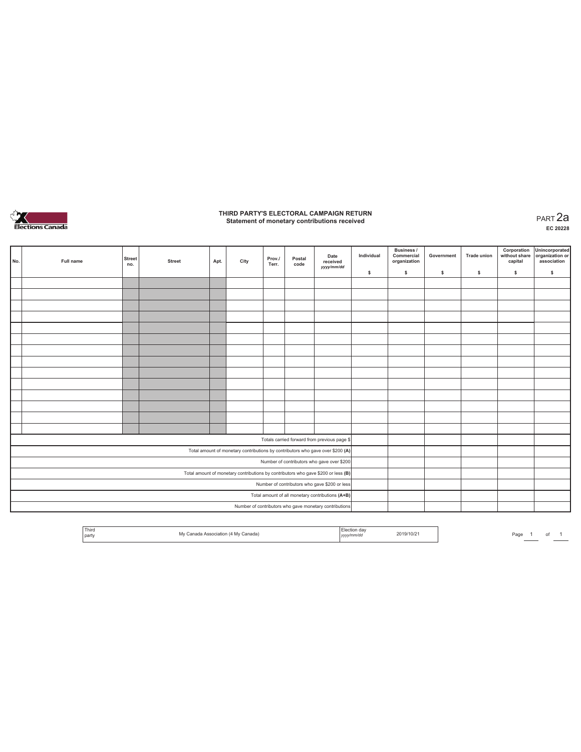# THIRD PARTY'S ELECTORAL CAMPAIGN RETURN
## Statement of monetary contributions received

PART 2a
**EC 20228**

| No. | Full name | Street no. | Street | Apt. | City | Prov./ Terr. | Postal code | Date received yyyy/mm/dd | Individual $ | Business / Commercial organization $ | Government $ | Trade union $ | Corporation without share capital $ | Unincorporated organization or association $ |
|---|---|---|---|---|---|---|---|---|---|---|---|---|---|---|
| | | | | | | | | | | | | | | |
| | | | | | | | | | | | | | | |
| | | | | | | | | | | | | | | |
| | | | | | | | | | | | | | | |
| | | | | | | | | | | | | | | |
| | | | | | | | | | | | | | | |
| | | | | | | | | | | | | | | |
| | | | | | | | | | | | | | | |
| | | | | | | | | | | | | | | |
| | | | | | | | | | | | | | | |
| | | | | | | | | | | | | | | |
| | | | | | | | | | | | | | | |
| | | | | | | | | | | | | | | |
| | | | | | | | | | | | | | | |
| Totals carried forward from previous page $ | | | | | | | | | | | | | | |
| Total amount of monetary contributions by contributors who gave over $200 (A) | | | | | | | | | | | | | | |
| Number of contributors who gave over $200 | | | | | | | | | | | | | | |
| Total amount of monetary contributions by contributors who gave $200 or less (B) | | | | | | | | | | | | | | |
| Number of contributors who gave $200 or less | | | | | | | | | | | | | | |
| Total amount of all monetary contributions (A+B) | | | | | | | | | | | | | | |
| Number of contributors who gave monetary contributions | | | | | | | | | | | | | | |

| Third party | My Canada Association (4 My Canada) | Election day yyyy/mm/dd | 2019/10/21 |
|---|---|---|---|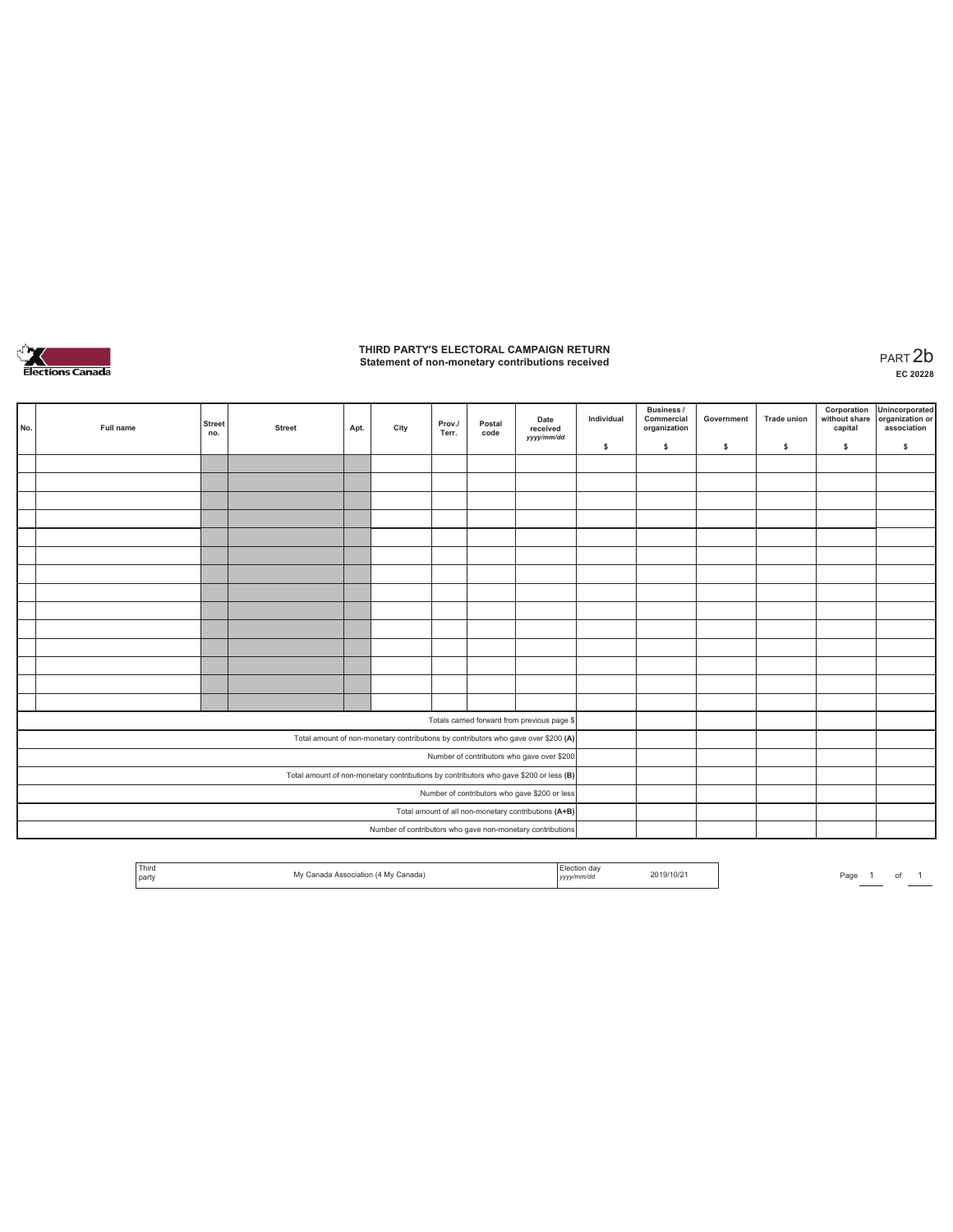# THIRD PARTY'S ELECTORAL CAMPAIGN RETURN
## Statement of non-monetary contributions received

PART 2b

EC 20228

| No. | Full name | Street no. | Street | Apt. | City | Prov./ Terr. | Postal code | Date received *yyyy/mm/dd* | Individual $ | Business / Commercial organization $ | Government $ | Trade union $ | Corporation without share capital $ | Unincorporated organization or association $ |
|---|---|---|---|---|---|---|---|---|---|---|---|---|---|---|
| | | | | | | | | | | | | | | |
| | | | | | | | | | | | | | | |
| | | | | | | | | | | | | | | |
| | | | | | | | | | | | | | | |
| | | | | | | | | | | | | | | |
| | | | | | | | | | | | | | | |
| | | | | | | | | | | | | | | |
| | | | | | | | | | | | | | | |
| | | | | | | | | | | | | | | |
| | | | | | | | | | | | | | | |
| | | | | | | | | | | | | | | |
| | | | | | | | | | | | | | | |
| | | | | | | | | | | | | | | |
| | | | | | | | | | | | | | | |
| Totals carried forward from previous page $ | | | | | | | | | | | | | | |
| Total amount of non-monetary contributions by contributors who gave over $200 **(A)** | | | | | | | | | | | | | | |
| Number of contributors who gave over $200 | | | | | | | | | | | | | | |
| Total amount of non-monetary contributions by contributors who gave $200 or less **(B)** | | | | | | | | | | | | | | |
| Number of contributors who gave $200 or less | | | | | | | | | | | | | | |
| Total amount of all non-monetary contributions **(A+B)** | | | | | | | | | | | | | | |
| Number of contributors who gave non-monetary contributions | | | | | | | | | | | | | | |

| Third party | My Canada Association (4 My Canada) | Election day *yyyy/mm/dd* | 2019/10/21 |
|---|---|---|---|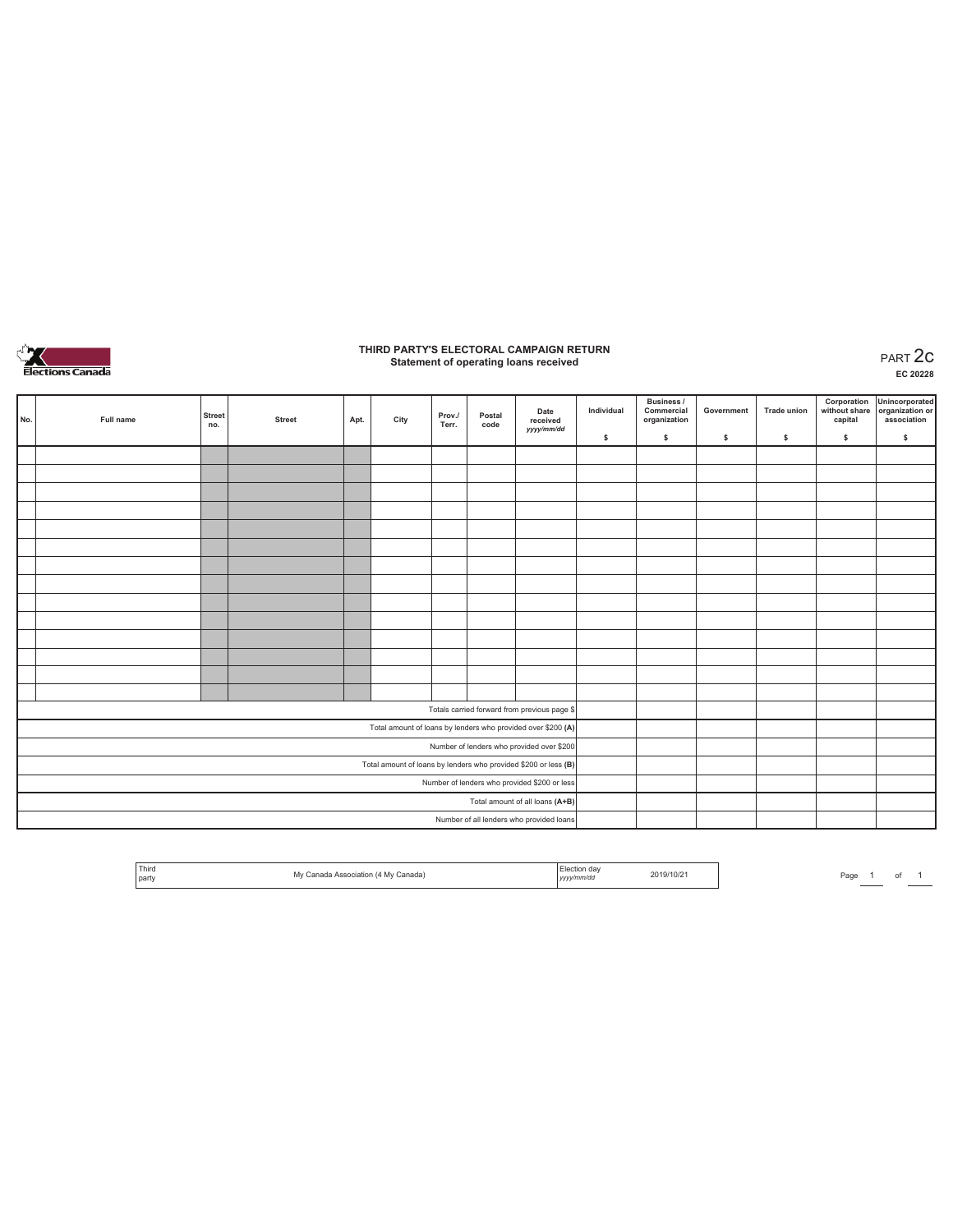# THIRD PARTY'S ELECTORAL CAMPAIGN RETURN
## Statement of operating loans received

PART 2c

EC 20228

| No. | Full name | Street no. | Street | Apt. | City | Prov./ Terr. | Postal code | Date received *yyyy/mm/dd* | Individual $ | Business / Commercial organization $ | Government $ | Trade union $ | Corporation without share capital $ | Unincorporated organization or association $ |
|---|---|---|---|---|---|---|---|---|---|---|---|---|---|---|
| | | | | | | | | | | | | | | |
| | | | | | | | | | | | | | | |
| | | | | | | | | | | | | | | |
| | | | | | | | | | | | | | | |
| | | | | | | | | | | | | | | |
| | | | | | | | | | | | | | | |
| | | | | | | | | | | | | | | |
| | | | | | | | | | | | | | | |
| | | | | | | | | | | | | | | |
| | | | | | | | | | | | | | | |
| | | | | | | | | | | | | | | |
| | | | | | | | | | | | | | | |
| | | | | | | | | | | | | | | |
| | | | | | | | | | | | | | | |
| Totals carried forward from previous page $ | | | | | | | | | | | | | | |
| Total amount of loans by lenders who provided over $200 **(A)** | | | | | | | | | | | | | | |
| Number of lenders who provided over $200 | | | | | | | | | | | | | | |
| Total amount of loans by lenders who provided $200 or less **(B)** | | | | | | | | | | | | | | |
| Number of lenders who provided $200 or less | | | | | | | | | | | | | | |
| Total amount of all loans **(A+B)** | | | | | | | | | | | | | | |
| Number of all lenders who provided loans | | | | | | | | | | | | | | |

| Third party | My Canada Association (4 My Canada) | Election day *yyyy/mm/dd* | 2019/10/21 |
|---|---|---|---|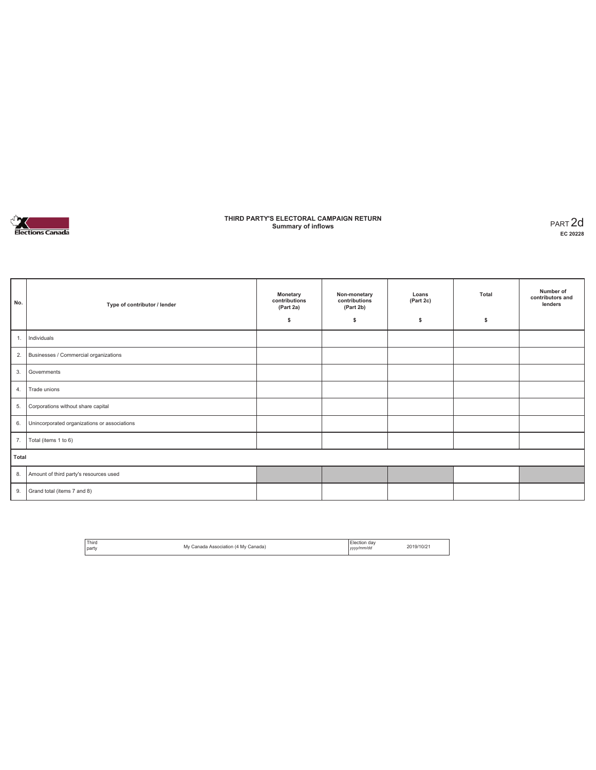Elections Canada

# THIRD PARTY'S ELECTORAL CAMPAIGN RETURN
## Summary of inflows

PART 2d
**EC 20228**

| No. | Type of contributor / lender | Monetary contributions (Part 2a) $ | Non-monetary contributions (Part 2b) $ | Loans (Part 2c) $ | Total $ | Number of contributors and lenders |
|---|---|---|---|---|---|---|
| 1. | Individuals | | | | | |
| 2. | Businesses / Commercial organizations | | | | | |
| 3. | Governments | | | | | |
| 4. | Trade unions | | | | | |
| 5. | Corporations without share capital | | | | | |
| 6. | Unincorporated organizations or associations | | | | | |
| 7. | Total (items 1 to 6) | | | | | |
| **Total** | | | | | | |
| 8. | Amount of third party's resources used | | | | | |
| 9. | Grand total (items 7 and 8) | | | | | |

| Third party | My Canada Association (4 My Canada) | Election day *yyyy/mm/dd* | 2019/10/21 |
|---|---|---|---|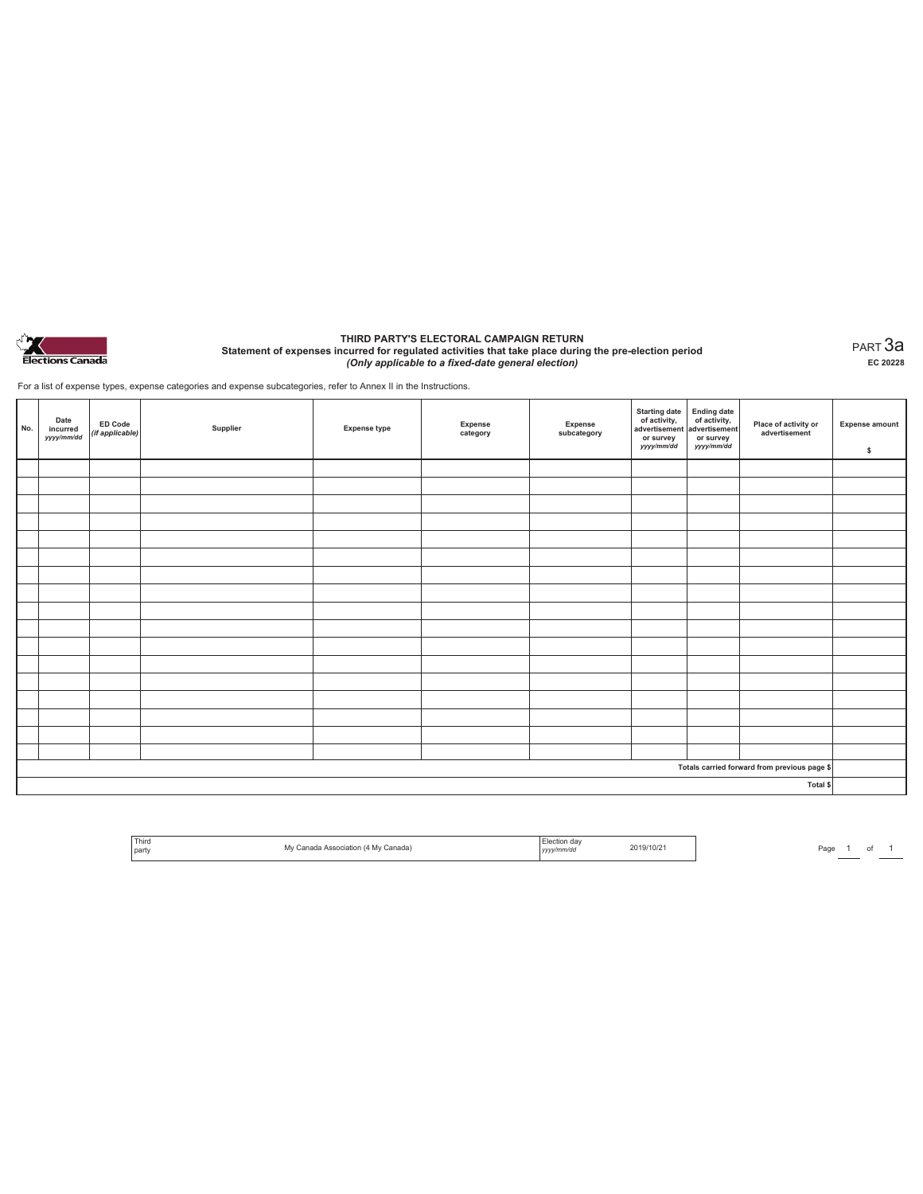# THIRD PARTY'S ELECTORAL CAMPAIGN RETURN

## Statement of expenses incurred for regulated activities that take place during the pre-election period

*(Only applicable to a fixed-date general election)*

PART 3a

EC 20228

For a list of expense types, expense categories and expense subcategories, refer to Annex II in the Instructions.

| No. | Date incurred *yyyy/mm/dd* | ED Code *(if applicable)* | Supplier | Expense type | Expense category | Expense subcategory | Starting date of activity, advertisement or survey *yyyy/mm/dd* | Ending date of activity, advertisement or survey *yyyy/mm/dd* | Place of activity or advertisement | Expense amount $ |
|---|---|---|---|---|---|---|---|---|---|---|
| | | | | | | | | | | |
| | | | | | | | | | | |
| | | | | | | | | | | |
| | | | | | | | | | | |
| | | | | | | | | | | |
| | | | | | | | | | | |
| | | | | | | | | | | |
| | | | | | | | | | | |
| | | | | | | | | | | |
| | | | | | | | | | | |
| | | | | | | | | | | |
| | | | | | | | | | | |
| | | | | | | | | | | |
| | | | | | | | | | | |
| | | | | | | | | | | |
| | | | | | | | | | | |
| | | | | | | | | | | |
| | | | | | | | | | Totals carried forward from previous page $ | |
| | | | | | | | | | Total $ | |

| Third party | My Canada Association (4 My Canada) | Election day *yyyy/mm/dd* | 2019/10/21 |
|---|---|---|---|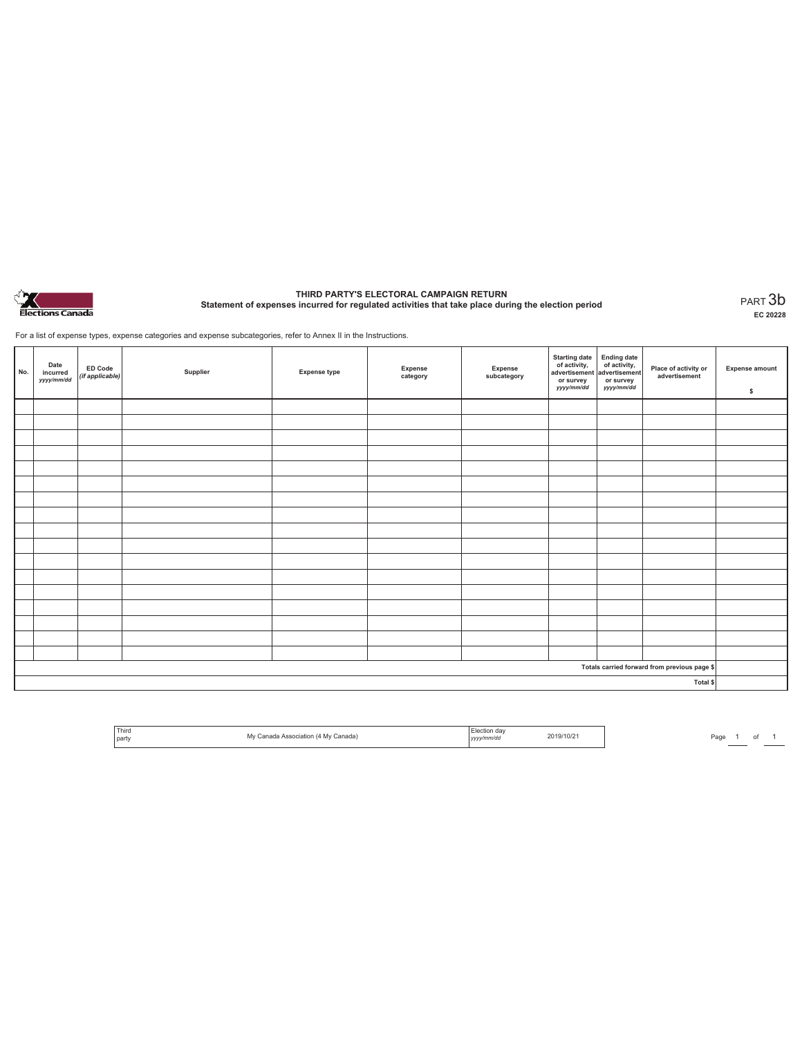Elections Canada

# THIRD PARTY'S ELECTORAL CAMPAIGN RETURN

## Statement of expenses incurred for regulated activities that take place during the election period

PART 3b

EC 20228

For a list of expense types, expense categories and expense subcategories, refer to Annex II in the Instructions.

| No. | Date incurred *yyyy/mm/dd* | ED Code *(if applicable)* | Supplier | Expense type | Expense category | Expense subcategory | Starting date of activity, advertisement or survey *yyyy/mm/dd* | Ending date of activity, advertisement or survey *yyyy/mm/dd* | Place of activity or advertisement | Expense amount $ |
|---|---|---|---|---|---|---|---|---|---|---|
| | | | | | | | | | | |
| | | | | | | | | | | |
| | | | | | | | | | | |
| | | | | | | | | | | |
| | | | | | | | | | | |
| | | | | | | | | | | |
| | | | | | | | | | | |
| | | | | | | | | | | |
| | | | | | | | | | | |
| | | | | | | | | | | |
| | | | | | | | | | | |
| | | | | | | | | | | |
| | | | | | | | | | | |
| | | | | | | | | | | |
| | | | | | | | | | | |
| | | | | | | | | | | |
| | | | | | | | | | | |
| Totals carried forward from previous page $ | | | | | | | | | | |
| Total $ | | | | | | | | | | |

| Third party | My Canada Association (4 My Canada) | Election day *yyyy/mm/dd* | 2019/10/21 |
|---|---|---|---|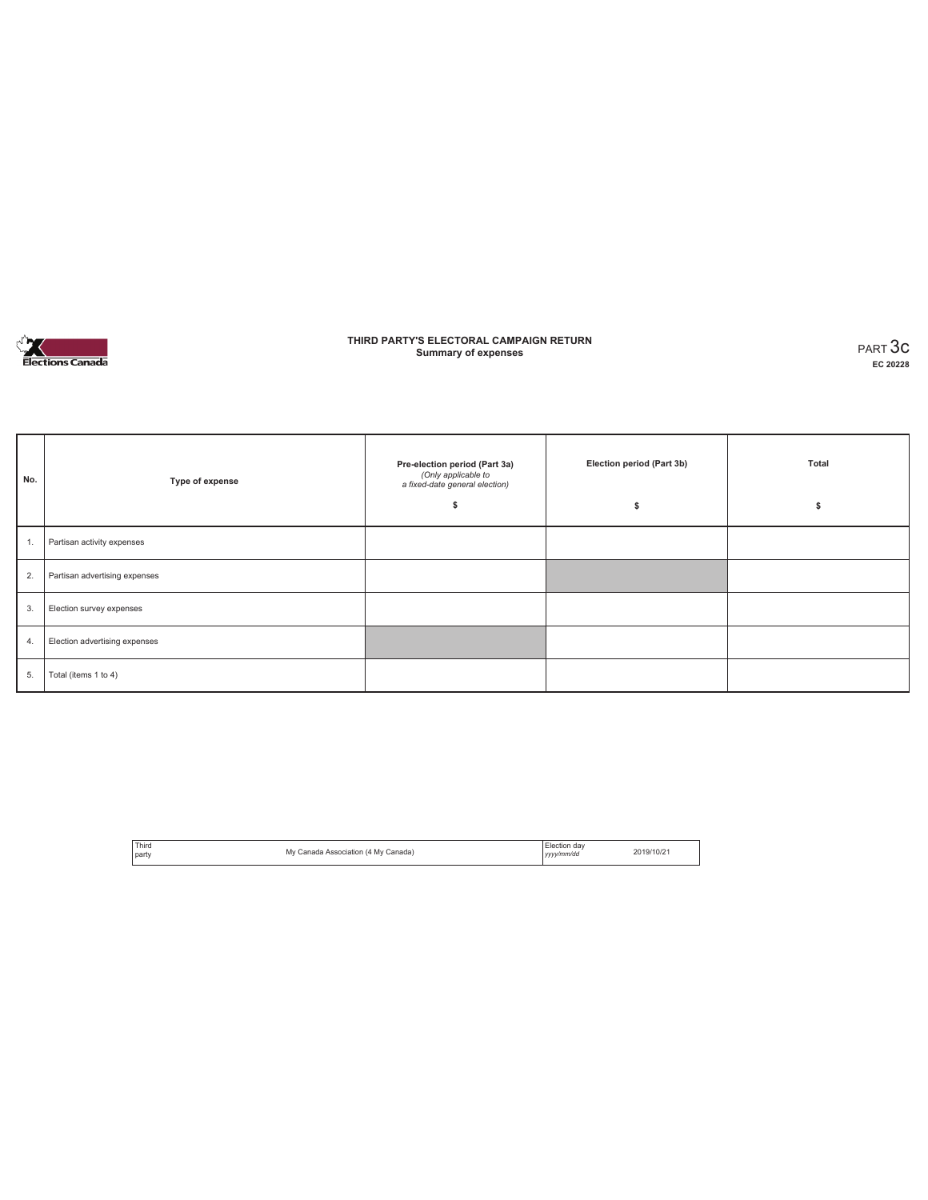# THIRD PARTY'S ELECTORAL CAMPAIGN RETURN
## Summary of expenses

PART 3c
**EC 20228**

| No. | Type of expense | Pre-election period (Part 3a) *(Only applicable to a fixed-date general election)* $ | Election period (Part 3b) $ | Total $ |
|---|---|---|---|---|
| 1. | Partisan activity expenses | | | |
| 2. | Partisan advertising expenses | | | |
| 3. | Election survey expenses | | | |
| 4. | Election advertising expenses | | | |
| 5. | Total (items 1 to 4) | | | |

| Third party | My Canada Association (4 My Canada) | Election day *yyyy/mm/dd* | 2019/10/21 |
|---|---|---|---|